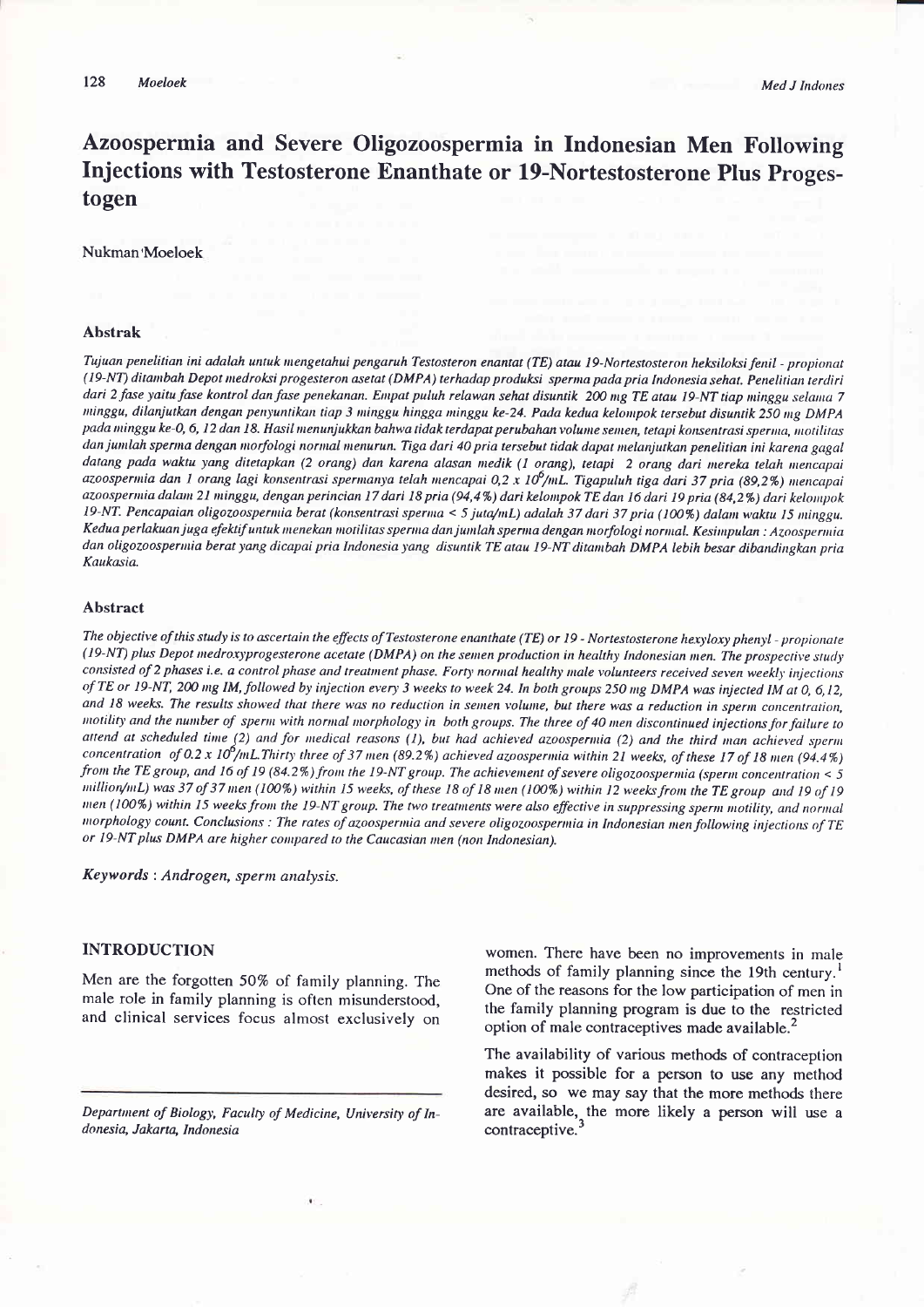# Azoospermia and Severe Oligozoospermia in Indonesian Men Following Injections with Testosterone Enanthate or 19-Nortestosterone Plus Progestogen

Nukman Moeloek

## Abstrak

*Tujuan penelitian ini adalah untuk mengetahui pengaruh Testosteron enantat (TE) atau 19-Nortestosteron heksiloksi fenil - propionat (19-NT) ditambah Depot medroksi progesteron asetat (DMPA) terhadap produksi sperma pada pria Indonesia sehat. Penelitian terdiri dari 2 fase yaitu fase kontrol dan fase penekanan. Empat puluh relawan sehat disuntik 200 mg TE atau 19-NT tiap minggu selama 7 minggu, dilanjutkan dengan penyuntikan tiap 3 minggu hingga minggu ke-24. Pada kedua kelompok tersebut disuntik 250 mg DMPA pada minggu ke-0, 6, 12 dan 18. Hasil menunjukkan bahwa tidak terdapat perubahan volume semen, tetapi konsentrasi sperma, motilitas dan jumlah sperma dengan morfologi normal menurun. Tiga dari 40 pria tersebut tidak dapat melanjutkan penelitian ini karena gagal datang pada waktu yang ditetapkan (2 orang) dan karena alasan medik (1 orang), tetapi 2 orang dari mereka telah mencapai azoospermia dan 1 orang lagi konsentrasi spermanya telah mencapai 0,2 x $10^6$/mL. Tigapuluh tiga dari 37 pria (89,2%) mencapai azoospermia dalam 21 minggu, dengan perincian 17 dari 18 pria (94,4%) dari kelompok TE dan 16 dari 19 pria (84,2%) dari kelompok 19-NT. Pencapaian oligozoospermia berat (konsentrasi sperma < 5 juta/mL) adalah 37 dari 37 pria (100%) dalam waktu 15 minggu. Kedua perlakuan juga efektif untuk menekan motilitas sperma dan jumlah sperma dengan morfologi normal. Kesimpulan : Azoospermia dan oligozoospermia berat yang dicapai pria Indonesia yang disuntik TE atau 19-NT ditambah DMPA lebih besar dibandingkan pria Kaukasia.*

## Abstract

*The objective of this study is to ascertain the effects of Testosterone enanthate (TE) or 19 - Nortestosterone hexyloxy phenyl - propionate (19-NT) plus Depot medroxyprogesterone acetate (DMPA) on the semen production in healthy Indonesian men. The prospective study consisted of 2 phases i.e. a control phase and treatment phase. Forty normal healthy male volunteers received seven weekly injections of TE or 19-NT, 200 mg IM, followed by injection every 3 weeks to week 24. In both groups 250 mg DMPA was injected IM at 0, 6, 12, and 18 weeks. The results showed that there was no reduction in semen volume, but there was a reduction in sperm concentration, motility and the number of sperm with normal morphology in both groups. The three of 40 men discontinued injections for failure to attend at scheduled time (2) and for medical reasons (1), but had achieved azoospermia (2) and the third man achieved sperm concentration of 0.2 x $10^6$/mL. Thirty three of 37 men (89.2%) achieved azoospermia within 21 weeks, of these 17 of 18 men (94.4%) from the TE group, and 16 of 19 (84.2%) from the 19-NT group. The achievement of severe oligozoospermia (sperm concentration < 5 million/mL) was 37 of 37 men (100%) within 15 weeks, of these 18 of 18 men (100%) within 12 weeks from the TE group and 19 of 19 men (100%) within 15 weeks from the 19-NT group. The two treatments were also effective in suppressing sperm motility, and normal morphology count. Conclusions : The rates of azoospermia and severe oligozoospermia in Indonesian men following injections of TE or 19-NT plus DMPA are higher compared to the Caucasian men (non Indonesian).*

*Keywords* : *Androgen, sperm analysis.*

## INTRODUCTION

Men are the forgotten 50% of family planning. The male role in family planning is often misunderstood, and clinical services focus almost exclusively on women. There have been no improvements in male methods of family planning since the 19th century.[1] One of the reasons for the low participation of men in the family planning program is due to the restricted option of male contraceptives made available.[2]

The availability of various methods of contraception makes it possible for a person to use any method desired, so we may say that the more methods there are available, the more likely a person will use a contraceptive.[3]

*Department of Biology, Faculty of Medicine, University of Indonesia, Jakarta, Indonesia*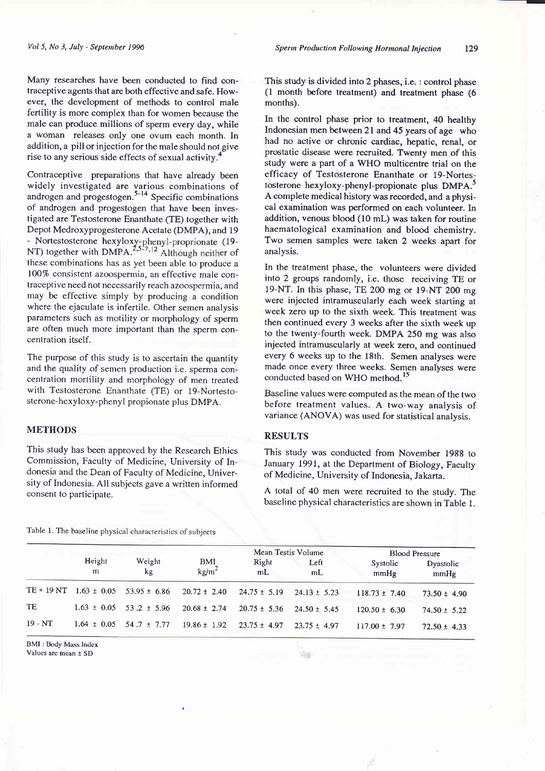Many researches have been conducted to find contraceptive agents that are both effective and safe. However, the development of methods to control male fertility is more complex than for women because the male can produce millions of sperm every day, while a woman releases only one ovum each month. In addition, a pill or injection for the male should not give rise to any serious side effects of sexual activity.[4]

Contraceptive preparations that have already been widely investigated are various combinations of androgen and progestogen.[5-14] Specific combinations of androgen and progestogen that have been investigated are Testosterone Enanthate (TE) together with Depot Medroxyprogesterone Acetate (DMPA), and 19 - Nortestosterone hexyloxy-phenyl-proprionate (19-NT) together with DMPA.[2,5-7,12] Although neither of these combinations has as yet been able to produce a 100% consistent azoospermia, an effective male contraceptive need not necessarily reach azoospermia, and may be effective simply by producing a condition where the ejaculate is infertile. Other semen analysis parameters such as motility or morphology of sperm are often much more important than the sperm concentration itself.

The purpose of this study is to ascertain the quantity and the quality of semen production i.e. sperma concentration mortility and morphology of men treated with Testosterone Enanthate (TE) or 19-Nortestosterone-hexyloxy-phenyl propionate plus DMPA.

## METHODS

This study has been approved by the Research Ethics Commission, Faculty of Medicine, University of Indonesia and the Dean of Faculty of Medicine, University of Indonesia. All subjects gave a written informed consent to participate.

This study is divided into 2 phases, i.e. : control phase (1 month before treatment) and treatment phase (6 months).

In the control phase prior to treatment, 40 healthy Indonesian men between 21 and 45 years of age who had no active or chronic cardiac, hepatic, renal, or prostatic disease were recruited. Twenty men of this study were a part of a WHO multicentre trial on the efficacy of Testosterone Enanthate or 19-Nortestosterone hexyloxy-phenyl-propionate plus DMPA.[5] A complete medical history was recorded, and a physical examination was performed on each volunteer. In addition, venous blood (10 mL) was taken for routine haematological examination and blood chemistry. Two semen samples were taken 2 weeks apart for analysis.

In the treatment phase, the volunteers were divided into 2 groups randomly, i.e. those receiving TE or 19-NT. In this phase, TE 200 mg or 19-NT 200 mg were injected intramuscularly each week starting at week zero up to the sixth week. This treatment was then continued every 3 weeks after the sixth week up to the twenty-fourth week. DMPA 250 mg was also injected intramuscularly at week zero, and continued every 6 weeks up to the 18th. Semen analyses were made once every three weeks. Semen analyses were conducted based on WHO method.[15]

Baseline values were computed as the mean of the two before treatment values. A two-way analysis of variance (ANOVA) was used for statistical analysis.

## RESULTS

This study was conducted from November 1988 to January 1991, at the Department of Biology, Faculty of Medicine, University of Indonesia, Jakarta.

A total of 40 men were recruited to the study. The baseline physical characteristics are shown in Table 1.

Table 1. The baseline physical characteristics of subjects

| | Height | Weight | BMI | Mean Testis Volume | | Blood Pressure | |
|---|---|---|---|---|---|---|---|
| | m | kg | kg/m$^2$ | Right mL | Left mL | Systolic mmHg | Dyastolic mmHg |
| TE + 19 NT | 1.63 ± 0.05 | 53.95 ± 6.86 | 20.72 ± 2.40 | 24.75 ± 5.19 | 24.13 ± 5.23 | 118.73 ± 7.40 | 73.50 ± 4.90 |
| TE | 1.63 ± 0.05 | 53 .2 ± 5.96 | 20.68 ± 2.74 | 20.75 ± 5.36 | 24.50 ± 5.45 | 120.50 ± 6.30 | 74.50 ± 5.22 |
| 19 - NT | 1.64 ± 0.05 | 54 .7 ± 7.77 | 19.86 ± 1.92 | 23.75 ± 4.97 | 23.75 ± 4.97 | 117.00 ± 7.97 | 72.50 ± 4.33 |

BMI : Body Mass Index
Values are mean ± SD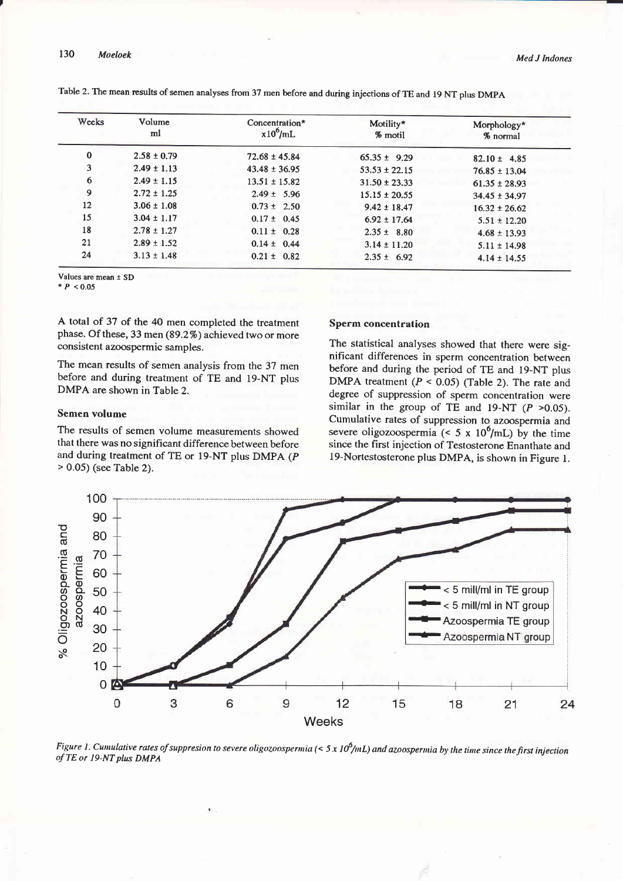Table 2. The mean results of semen analyses from 37 men before and during injections of TE and 19 NT plus DMPA

| Weeks | Volume ml | Concentration* $x10^6$/mL | Motility* % motil | Morphology* % normal |
|---|---|---|---|---|
| 0 | 2.58 ± 0.79 | 72.68 ± 45.84 | 65.35 ± 9.29 | 82.10 ± 4.85 |
| 3 | 2.49 ± 1.13 | 43.48 ± 36.95 | 53.53 ± 22.15 | 76.85 ± 13.04 |
| 6 | 2.49 ± 1.15 | 13.51 ± 15.82 | 31.50 ± 23.33 | 61.35 ± 28.93 |
| 9 | 2.72 ± 1.25 | 2.49 ± 5.96 | 15.15 ± 20.55 | 34.45 ± 34.97 |
| 12 | 3.06 ± 1.08 | 0.73 ± 2.50 | 9.42 ± 18.47 | 16.32 ± 26.62 |
| 15 | 3.04 ± 1.17 | 0.17 ± 0.45 | 6.92 ± 17.64 | 5.51 ± 12.20 |
| 18 | 2.78 ± 1.27 | 0.11 ± 0.28 | 2.35 ± 8.80 | 4.68 ± 13.93 |
| 21 | 2.89 ± 1.52 | 0.14 ± 0.44 | 3.14 ± 11.20 | 5.11 ± 14.98 |
| 24 | 3.13 ± 1.48 | 0.21 ± 0.82 | 2.35 ± 6.92 | 4.14 ± 14.55 |

Values are mean ± SD
* $P < 0.05$

A total of 37 of the 40 men completed the treatment phase. Of these, 33 men (89.2%) achieved two or more consistent azoospermic samples.

The mean results of semen analysis from the 37 men before and during treatment of TE and 19-NT plus DMPA are shown in Table 2.

### Semen volume

The results of semen volume measurements showed that there was no significant difference between before and during treatment of TE or 19-NT plus DMPA ($P > 0.05$) (see Table 2).

### Sperm concentration

The statistical analyses showed that there were significant differences in sperm concentration between before and during the period of TE and 19-NT plus DMPA treatment ($P < 0.05$) (Table 2). The rate and degree of suppression of sperm concentration were similar in the group of TE and 19-NT ($P > 0.05$). Cumulative rates of suppression to azoospermia and severe oligozoospermia (< 5 x $10^6$/mL) by the time since the first injection of Testosterone Enanthate and 19-Nortestosterone plus DMPA, is shown in Figure 1.

*Figure 1. Cumulative rates of suppresion to severe oligozoospermia (< 5 x $10^6$/mL) and azoospermia by the time since the first injection of TE or 19-NT plus DMPA*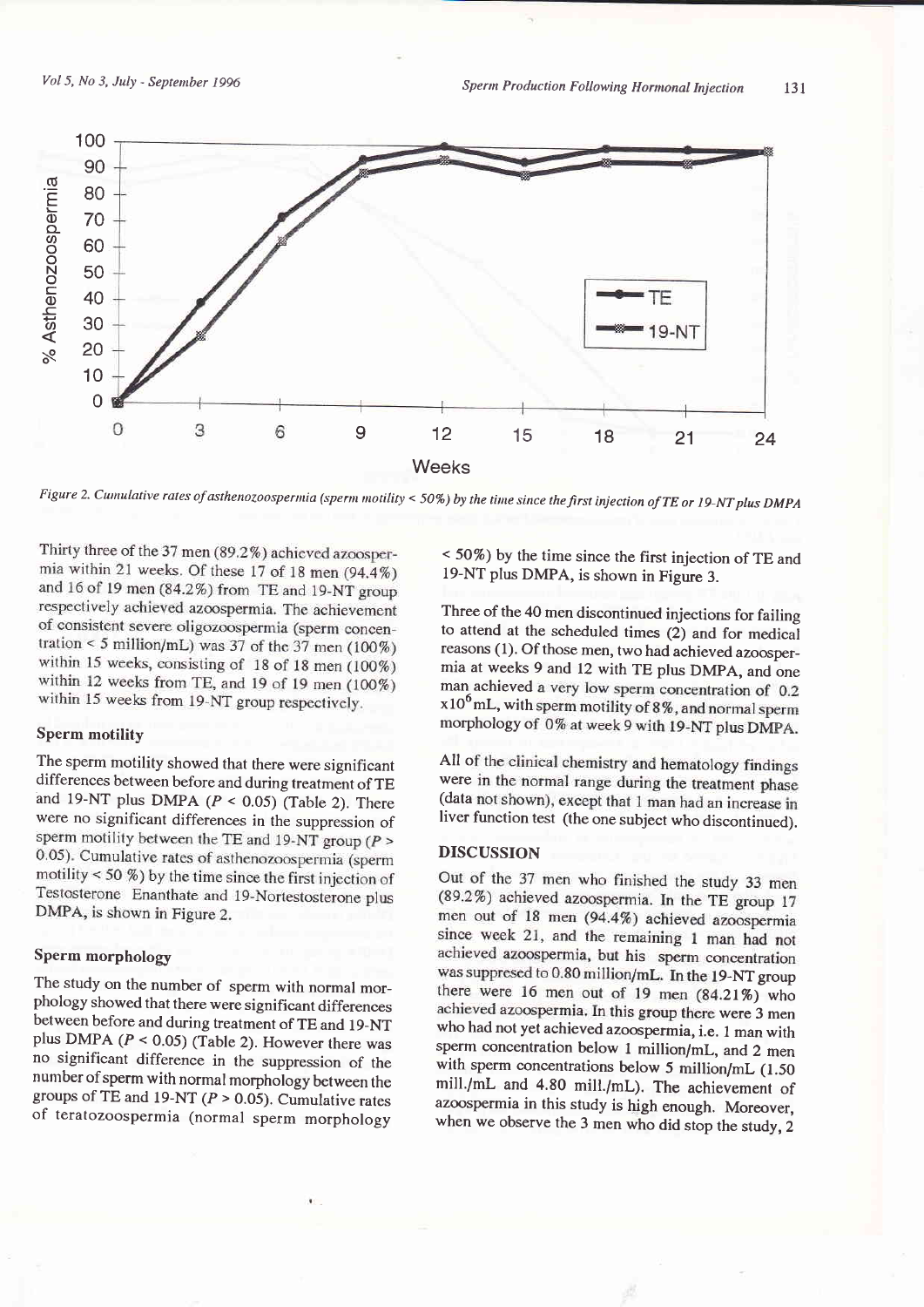Figure 2. Cumulative rates of asthenozoospermia (sperm motility < 50%) by the time since the first injection of TE or 19-NT plus DMPA

Thirty three of the 37 men (89.2%) achieved azoospermia within 21 weeks. Of these 17 of 18 men (94.4%) and 16 of 19 men (84.2%) from TE and 19-NT group respectively achieved azoospermia. The achievement of consistent severe oligozoospermia (sperm concentration < 5 million/mL) was 37 of the 37 men (100%) within 15 weeks, consisting of 18 of 18 men (100%) within 12 weeks from TE, and 19 of 19 men (100%) within 15 weeks from 19-NT group respectively.

### Sperm motility

The sperm motility showed that there were significant differences between before and during treatment of TE and 19-NT plus DMPA ($P < 0.05$) (Table 2). There were no significant differences in the suppression of sperm motility between the TE and 19-NT group ($P > 0.05$). Cumulative rates of asthenozoospermia (sperm motility < 50 %) by the time since the first injection of Testosterone Enanthate and 19-Nortestosterone plus DMPA, is shown in Figure 2.

### Sperm morphology

The study on the number of sperm with normal morphology showed that there were significant differences between before and during treatment of TE and 19-NT plus DMPA ($P < 0.05$) (Table 2). However there was no significant difference in the suppression of the number of sperm with normal morphology between the groups of TE and 19-NT ($P > 0.05$). Cumulative rates of teratozoospermia (normal sperm morphology < 50%) by the time since the first injection of TE and 19-NT plus DMPA, is shown in Figure 3.

Three of the 40 men discontinued injections for failing to attend at the scheduled times (2) and for medical reasons (1). Of those men, two had achieved azoospermia at weeks 9 and 12 with TE plus DMPA, and one man achieved a very low sperm concentration of 0.2 $\times 10^6$ mL, with sperm motility of 8%, and normal sperm morphology of 0% at week 9 with 19-NT plus DMPA.

All of the clinical chemistry and hematology findings were in the normal range during the treatment phase (data not shown), except that 1 man had an increase in liver function test (the one subject who discontinued).

## DISCUSSION

Out of the 37 men who finished the study 33 men (89.2%) achieved azoospermia. In the TE group 17 men out of 18 men (94.4%) achieved azoospermia since week 21, and the remaining 1 man had not achieved azoospermia, but his sperm concentration was suppresed to 0.80 million/mL. In the 19-NT group there were 16 men out of 19 men (84.21%) who achieved azoospermia. In this group there were 3 men who had not yet achieved azoospermia, i.e. 1 man with sperm concentration below 1 million/mL, and 2 men with sperm concentrations below 5 million/mL (1.50 mill./mL and 4.80 mill./mL). The achievement of azoospermia in this study is high enough. Moreover, when we observe the 3 men who did stop the study, 2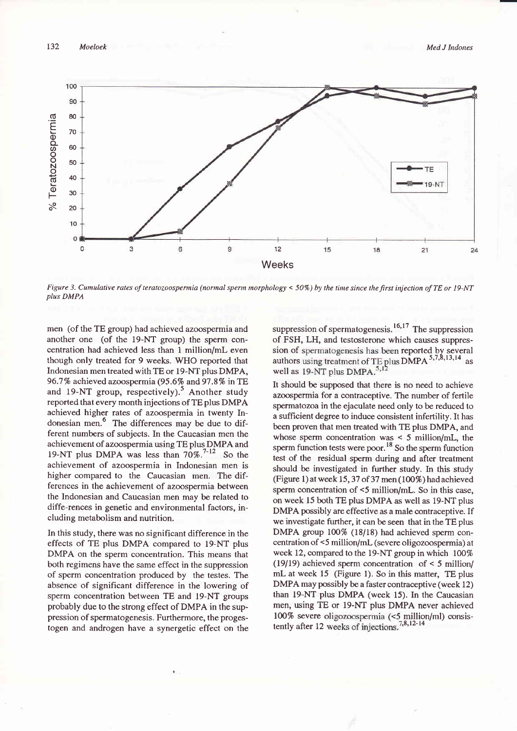Figure 3. Cumulative rates of teratozoospermia (normal sperm morphology < 50%) by the time since the first injection of TE or 19-NT plus DMPA

men (of the TE group) had achieved azoospermia and another one (of the 19-NT group) the sperm concentration had achieved less than 1 million/mL even though only treated for 9 weeks. WHO reported that Indonesian men treated with TE or 19-NT plus DMPA, 96.7% achieved azoospermia (95.6% and 97.8% in TE and 19-NT group, respectively).[5] Another study reported that every month injections of TE plus DMPA achieved higher rates of azoospermia in twenty Indonesian men.[6] The differences may be due to different numbers of subjects. In the Caucasian men the achievement of azoospermia using TE plus DMPA and 19-NT plus DMPA was less than 70%.[7-12] So the achievement of azoospermia in Indonesian men is higher compared to the Caucasian men. The differences in the achievement of azoospermia between the Indonesian and Caucasian men may be related to diffe-rences in genetic and environmental factors, including metabolism and nutrition.

In this study, there was no significant difference in the effects of TE plus DMPA compared to 19-NT plus DMPA on the sperm concentration. This means that both regimens have the same effect in the suppression of sperm concentration produced by the testes. The absence of significant difference in the lowering of sperm concentration between TE and 19-NT groups probably due to the strong effect of DMPA in the suppression of spermatogenesis. Furthermore, the progestogen and androgen have a synergetic effect on the suppression of spermatogenesis.[16,17] The suppression of FSH, LH, and testosterone which causes suppression of spermatogenesis has been reported by several authors using treatment of TE plus DMPA[5,7,8,13,14] as well as 19-NT plus DMPA.[5,12]

It should be supposed that there is no need to achieve azoospermia for a contraceptive. The number of fertile spermatozoa in the ejaculate need only to be reduced to a sufficient degree to induce consistent infertility. It has been proven that men treated with TE plus DMPA, and whose sperm concentration was < 5 million/mL, the sperm function tests were poor.[18] So the sperm function test of the residual sperm during and after treatment should be investigated in further study. In this study (Figure 1) at week 15, 37 of 37 men (100%) had achieved sperm concentration of <5 million/mL. So in this case, on week 15 both TE plus DMPA as well as 19-NT plus DMPA possibly are effective as a male contraceptive. If we investigate further, it can be seen that in the TE plus DMPA group 100% (18/18) had achieved sperm concentration of <5 million/mL (severe oligozoospermia) at week 12, compared to the 19-NT group in which 100% (19/19) achieved sperm concentration of < 5 million/mL at week 15 (Figure 1). So in this matter, TE plus DMPA may possibly be a faster contraceptive (week 12) than 19-NT plus DMPA (week 15). In the Caucasian men, using TE or 19-NT plus DMPA never achieved 100% severe oligozoospermia (<5 million/ml) consistently after 12 weeks of injections.[7,8,12-14]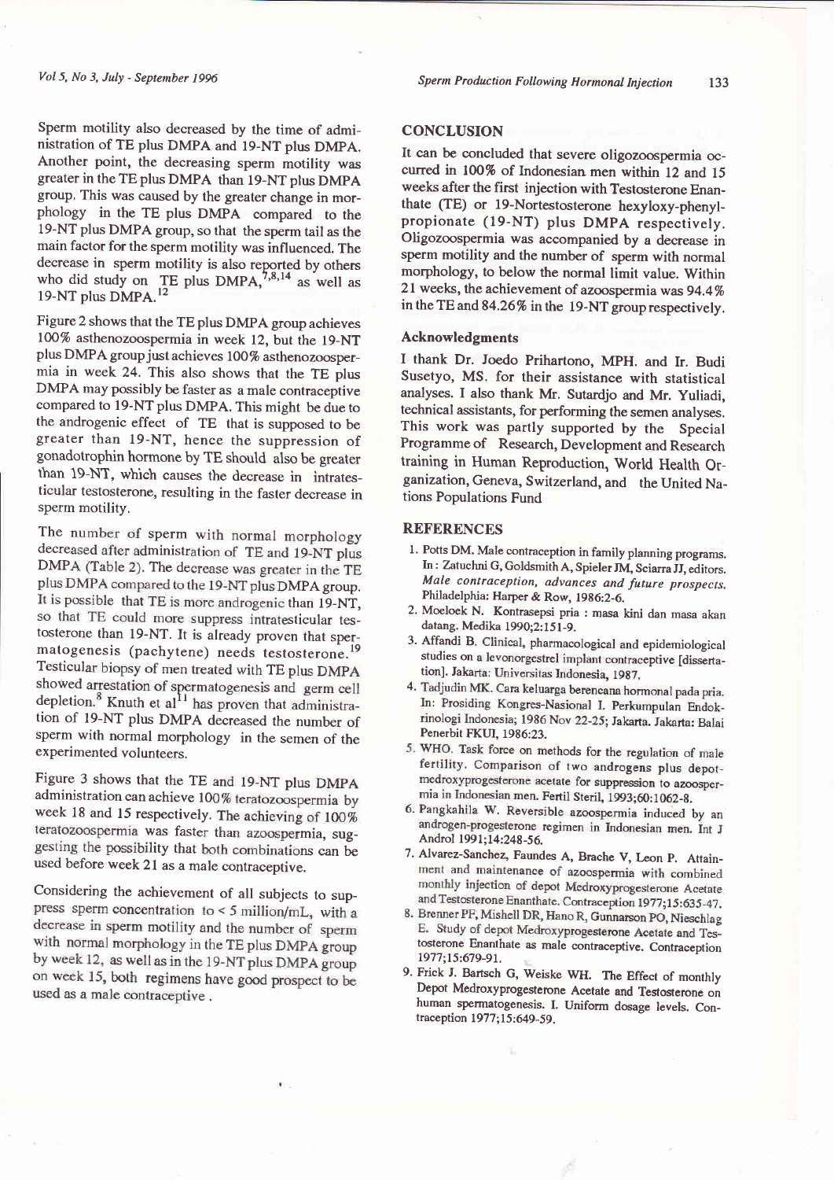Sperm motility also decreased by the time of administration of TE plus DMPA and 19-NT plus DMPA. Another point, the decreasing sperm motility was greater in the TE plus DMPA than 19-NT plus DMPA group. This was caused by the greater change in morphology in the TE plus DMPA compared to the 19-NT plus DMPA group, so that the sperm tail as the main factor for the sperm motility was influenced. The decrease in sperm motility is also reported by others who did study on TE plus DMPA,[7,8,14] as well as 19-NT plus DMPA.[12]

Figure 2 shows that the TE plus DMPA group achieves 100% asthenozoospermia in week 12, but the 19-NT plus DMPA group just achieves 100% asthenozoospermia in week 24. This also shows that the TE plus DMPA may possibly be faster as a male contraceptive compared to 19-NT plus DMPA. This might be due to the androgenic effect of TE that is supposed to be greater than 19-NT, hence the suppression of gonadotrophin hormone by TE should also be greater than 19-NT, which causes the decrease in intratesticular testosterone, resulting in the faster decrease in sperm motility.

The number of sperm with normal morphology decreased after administration of TE and 19-NT plus DMPA (Table 2). The decrease was greater in the TE plus DMPA compared to the 19-NT plus DMPA group. It is possible that TE is more androgenic than 19-NT, so that TE could more suppress intratesticular testosterone than 19-NT. It is already proven that spermatogenesis (pachytene) needs testosterone.[19] Testicular biopsy of men treated with TE plus DMPA showed arrestation of spermatogenesis and germ cell depletion.[8] Knuth et al[11] has proven that administration of 19-NT plus DMPA decreased the number of sperm with normal morphology in the semen of the experimented volunteers.

Figure 3 shows that the TE and 19-NT plus DMPA administration can achieve 100% teratozoospermia by week 18 and 15 respectively. The achieving of 100% teratozoospermia was faster than azoospermia, suggesting the possibility that both combinations can be used before week 21 as a male contraceptive.

Considering the achievement of all subjects to suppress sperm concentration to < 5 million/mL, with a decrease in sperm motility and the number of sperm with normal morphology in the TE plus DMPA group by week 12, as well as in the 19-NT plus DMPA group on week 15, both regimens have good prospect to be used as a male contraceptive .

## CONCLUSION

It can be concluded that severe oligozoospermia occurred in 100% of Indonesian men within 12 and 15 weeks after the first injection with Testosterone Enanthate (TE) or 19-Nortestosterone hexyloxy-phenylpropionate (19-NT) plus DMPA respectively. Oligozoospermia was accompanied by a decrease in sperm motility and the number of sperm with normal morphology, to below the normal limit value. Within 21 weeks, the achievement of azoospermia was 94.4% in the TE and 84.26% in the 19-NT group respectively.

### Acknowledgments

I thank Dr. Joedo Prihartono, MPH. and Ir. Budi Susetyo, MS. for their assistance with statistical analyses. I also thank Mr. Sutardjo and Mr. Yuliadi, technical assistants, for performing the semen analyses. This work was partly supported by the Special Programme of Research, Development and Research training in Human Reproduction, World Health Organization, Geneva, Switzerland, and the United Nations Populations Fund

## REFERENCES

1. Potts DM. Male contraception in family planning programs. In : Zatuchni G, Goldsmith A, Spieler JM, Sciarra JJ, editors. *Male contraception, advances and future prospects.* Philadelphia: Harper & Row, 1986:2-6.
2. Moeloek N. Kontrasepsi pria : masa kini dan masa akan datang. Medika 1990;2:151-9.
3. Affandi B. Clinical, pharmacological and epidemiological studies on a levonorgestrel implant contraceptive [dissertation]. Jakarta: Universitas Indonesia, 1987.
4. Tadjudin MK. Cara keluarga berencana hormonal pada pria. In: Prosiding Kongres-Nasional I. Perkumpulan Endokrinologi Indonesia; 1986 Nov 22-25; Jakarta. Jakarta: Balai Penerbit FKUI, 1986:23.
5. WHO. Task force on methods for the regulation of male fertility. Comparison of two androgens plus depot-medroxyprogesterone acetate for suppression to azoospermia in Indonesian men. Fertil Steril, 1993;60:1062-8.
6. Pangkahila W. Reversible azoospermia induced by an androgen-progesterone regimen in Indonesian men. Int J Androl 1991;14:248-56.
7. Alvarez-Sanchez, Faundes A, Brache V, Leon P. Attainment and maintenance of azoospermia with combined monthly injection of depot Medroxyprogesterone Acetate and Testosterone Enanthate. Contraception 1977;15:635-47.
8. Brenner PF, Mishell DR, Hano R, Gunnarson PO, Nieschlag E. Study of depot Medroxyprogesterone Acetate and Testosterone Enanthate as male contraceptive. Contraception 1977;15:679-91.
9. Frick J. Bartsch G, Weiske WH. The Effect of monthly Depot Medroxyprogesterone Acetate and Testosterone on human spermatogenesis. I. Uniform dosage levels. Contraception 1977;15:649-59.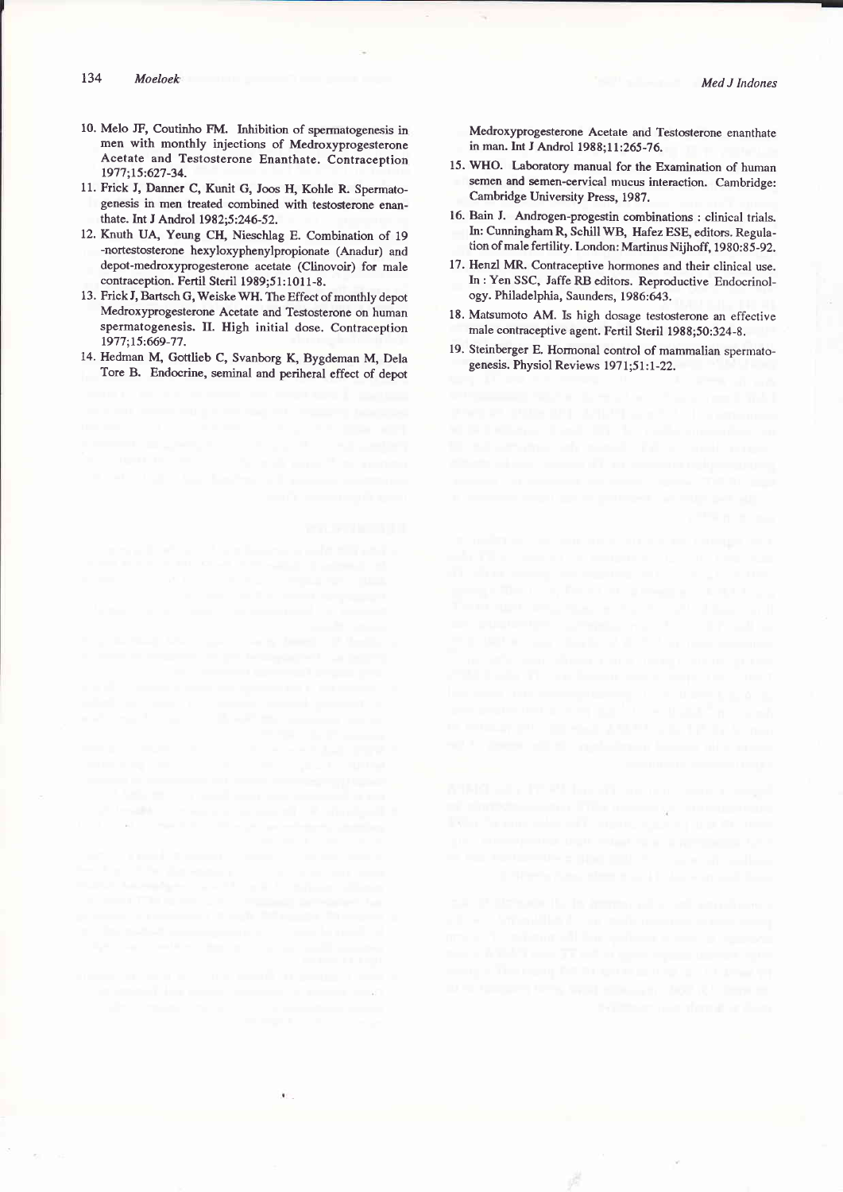10. Melo JF, Coutinho FM. Inhibition of spermatogenesis in men with monthly injections of Medroxyprogesterone Acetate and Testosterone Enanthate. Contraception 1977;15:627-34.
11. Frick J, Danner C, Kunit G, Joos H, Kohle R. Spermatogenesis in men treated combined with testosterone enanthate. Int J Androl 1982;5:246-52.
12. Knuth UA, Yeung CH, Nieschlag E. Combination of 19 -nortestosterone hexyloxyphenylpropionate (Anadur) and depot-medroxyprogesterone acetate (Clinovoir) for male contraception. Fertil Steril 1989;51:1011-8.
13. Frick J, Bartsch G, Weiske WH. The Effect of monthly depot Medroxyprogesterone Acetate and Testosterone on human spermatogenesis. II. High initial dose. Contraception 1977;15:669-77.
14. Hedman M, Gottlieb C, Svanborg K, Bygdeman M, Dela Tore B. Endocrine, seminal and periheral effect of depot Medroxyprogesterone Acetate and Testosterone enanthate in man. Int J Androl 1988;11:265-76.
15. WHO. Laboratory manual for the Examination of human semen and semen-cervical mucus interaction. Cambridge: Cambridge University Press, 1987.
16. Bain J. Androgen-progestin combinations : clinical trials. In: Cunningham R, Schill WB, Hafez ESE, editors. Regulation of male fertility. London: Martinus Nijhoff, 1980:85-92.
17. Henzl MR. Contraceptive hormones and their clinical use. In : Yen SSC, Jaffe RB editors. Reproductive Endocrinology. Philadelphia, Saunders, 1986:643.
18. Matsumoto AM. Is high dosage testosterone an effective male contraceptive agent. Fertil Steril 1988;50:324-8.
19. Steinberger E. Hormonal control of mammalian spermatogenesis. Physiol Reviews 1971;51:1-22.